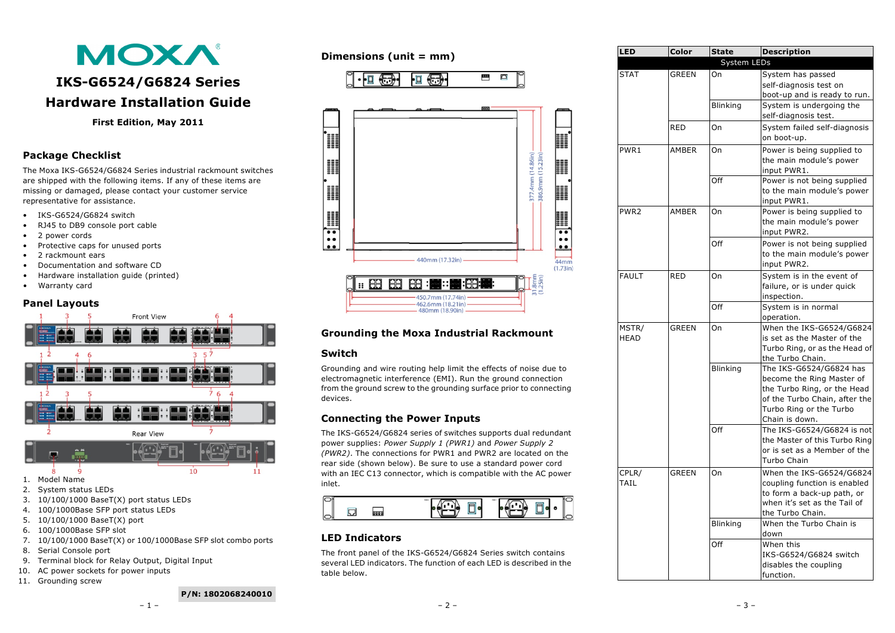# MOXA

# IKS-G6524/G6824 Series Hardware Installation Guide

**First Edition, May 2011**

## Package Checklist

The Moxa IKS-G6524/G6824 Series industrial rackmount switches are shipped with the following items. If any of these items are missing or damaged, please contact your customer service representative for assistance.

- IKS-G6524/G6824 switch
- RJ45 to DB9 console port cable
- 2 power cords
- Protective caps for unused ports
- 2 rackmount ears
- Documentation and software CD
- Hardware installation guide (printed)
- Warranty card

## Panel Layouts

Front View

Rear View

1. Model Name
2. System status LEDs
3. 10/100/1000 BaseT(X) port status LEDs
4. 100/1000Base SFP port status LEDs
5. 10/100/1000 BaseT(X) port
6. 100/1000Base SFP slot
7. 10/100/1000 BaseT(X) or 100/1000Base SFP slot combo ports
8. Serial Console port
9. Terminal block for Relay Output, Digital Input
10. AC power sockets for power inputs
11. Grounding screw

**P/N: 1802068240010**

## Dimensions (unit = mm)

377.4mm (14.86in)
386.9mm (15.23in)
440mm (17.32in)
44mm (1.73in)
31.8mm (1.25in)
450.7mm (17.74in)
462.6mm (18.21in)
480mm (18.90in)

## Grounding the Moxa Industrial Rackmount Switch

Grounding and wire routing help limit the effects of noise due to electromagnetic interference (EMI). Run the ground connection from the ground screw to the grounding surface prior to connecting devices.

## Connecting the Power Inputs

The IKS-G6524/G6824 series of switches supports dual redundant power supplies: *Power Supply 1 (PWR1)* and *Power Supply 2 (PWR2)*. The connections for PWR1 and PWR2 are located on the rear side (shown below). Be sure to use a standard power cord with an IEC C13 connector, which is compatible with the AC power inlet.

## LED Indicators

The front panel of the IKS-G6524/G6824 Series switch contains several LED indicators. The function of each LED is described in the table below.

| LED | Color | State | Description |
|---|---|---|---|
| System LEDs | | | |
| STAT | GREEN | On | System has passed self-diagnosis test on boot-up and is ready to run. |
| | | Blinking | System is undergoing the self-diagnosis test. |
| | RED | On | System failed self-diagnosis on boot-up. |
| PWR1 | AMBER | On | Power is being supplied to the main module's power input PWR1. |
| | | Off | Power is not being supplied to the main module's power input PWR1. |
| PWR2 | AMBER | On | Power is being supplied to the main module's power input PWR2. |
| | | Off | Power is not being supplied to the main module's power input PWR2. |
| FAULT | RED | On | System is in the event of failure, or is under quick inspection. |
| | | Off | System is in normal operation. |
| MSTR/HEAD | GREEN | On | When the IKS-G6524/G6824 is set as the Master of the Turbo Ring, or as the Head of the Turbo Chain. |
| | | Blinking | The IKS-G6524/G6824 has become the Ring Master of the Turbo Ring, or the Head of the Turbo Chain, after the Turbo Ring or the Turbo Chain is down. |
| | | Off | The IKS-G6524/G6824 is not the Master of this Turbo Ring or is set as a Member of the Turbo Chain |
| CPLR/TAIL | GREEN | On | When the IKS-G6524/G6824 coupling function is enabled to form a back-up path, or when it's set as the Tail of the Turbo Chain. |
| | | Blinking | When the Turbo Chain is down |
| | | Off | When this IKS-G6524/G6824 switch disables the coupling function. |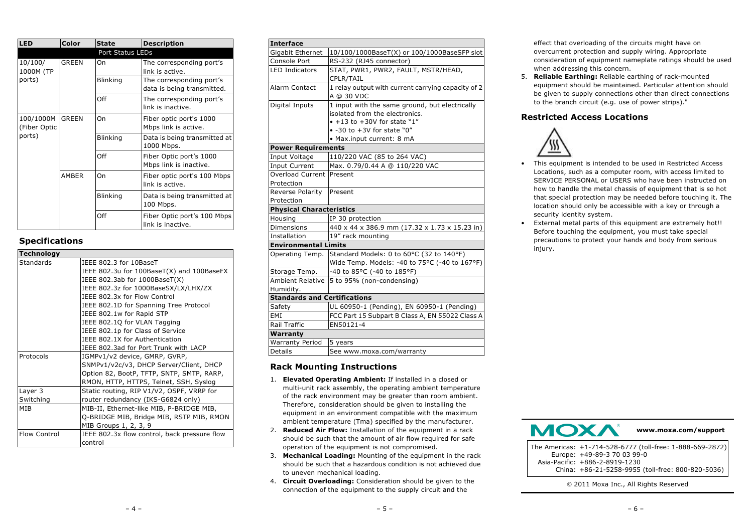| LED | Color | State | Description |
|---|---|---|---|
| Port Status LEDs | | | |
| 10/100/1000M (TP ports) | GREEN | On | The corresponding port's link is active. |
| | | Blinking | The corresponding port's data is being transmitted. |
| | | Off | The corresponding port's link is inactive. |
| 100/1000M (Fiber Optic ports) | GREEN | On | Fiber optic port's 1000 Mbps link is active. |
| | | Blinking | Data is being transmitted at 1000 Mbps. |
| | | Off | Fiber Optic port's 1000 Mbps link is inactive. |
| | AMBER | On | Fiber optic port's 100 Mbps link is active. |
| | | Blinking | Data is being transmitted at 100 Mbps. |
| | | Off | Fiber Optic port's 100 Mbps link is inactive. |

## Specifications

| Technology | |
|---|---|
| Standards | IEEE 802.3 for 10BaseT<br>IEEE 802.3u for 100BaseT(X) and 100BaseFX<br>IEEE 802.3ab for 1000BaseT(X)<br>IEEE 802.3z for 1000BaseSX/LX/LHX/ZX<br>IEEE 802.3x for Flow Control<br>IEEE 802.1D for Spanning Tree Protocol<br>IEEE 802.1w for Rapid STP<br>IEEE 802.1Q for VLAN Tagging<br>IEEE 802.1p for Class of Service<br>IEEE 802.1X for Authentication<br>IEEE 802.3ad for Port Trunk with LACP |
| Protocols | IGMPv1/v2 device, GMRP, GVRP, SNMPv1/v2c/v3, DHCP Server/Client, DHCP Option 82, BootP, TFTP, SNTP, SMTP, RARP, RMON, HTTP, HTTPS, Telnet, SSH, Syslog |
| Layer 3 Switching | Static routing, RIP V1/V2, OSPF, VRRP for router redundancy (IKS-G6824 only) |
| MIB | MIB-II, Ethernet-like MIB, P-BRIDGE MIB, Q-BRIDGE MIB, Bridge MIB, RSTP MIB, RMON MIB Groups 1, 2, 3, 9 |
| Flow Control | IEEE 802.3x flow control, back pressure flow control |

| Interface | |
|---|---|
| Gigabit Ethernet | 10/100/1000BaseT(X) or 100/1000BaseSFP slot |
| Console Port | RS-232 (RJ45 connector) |
| LED Indicators | STAT, PWR1, PWR2, FAULT, MSTR/HEAD, CPLR/TAIL |
| Alarm Contact | 1 relay output with current carrying capacity of 2 A @ 30 VDC |
| Digital Inputs | 1 input with the same ground, but electrically isolated from the electronics.<br>• +13 to +30V for state "1"<br>• -30 to +3V for state "0"<br>• Max.input current: 8 mA |
| **Power Requirements** | |
| Input Voltage | 110/220 VAC (85 to 264 VAC) |
| Input Current | Max. 0.79/0.44 A @ 110/220 VAC |
| Overload Current Protection | Present |
| Reverse Polarity Protection | Present |
| **Physical Characteristics** | |
| Housing | IP 30 protection |
| Dimensions | 440 x 44 x 386.9 mm (17.32 x 1.73 x 15.23 in) |
| Installation | 19" rack mounting |
| **Environmental Limits** | |
| Operating Temp. | Standard Models: 0 to 60°C (32 to 140°F)<br>Wide Temp. Models: -40 to 75°C (-40 to 167°F) |
| Storage Temp. | -40 to 85°C (-40 to 185°F) |
| Ambient Relative Humidity. | 5 to 95% (non-condensing) |
| **Standards and Certifications** | |
| Safety | UL 60950-1 (Pending), EN 60950-1 (Pending) |
| EMI | FCC Part 15 Subpart B Class A, EN 55022 Class A |
| Rail Traffic | EN50121-4 |
| **Warranty** | |
| Warranty Period | 5 years |
| Details | See www.moxa.com/warranty |

## Rack Mounting Instructions

1. **Elevated Operating Ambient:** If installed in a closed or multi-unit rack assembly, the operating ambient temperature of the rack environment may be greater than room ambient. Therefore, consideration should be given to installing the equipment in an environment compatible with the maximum ambient temperature (Tma) specified by the manufacturer.
2. **Reduced Air Flow:** Installation of the equipment in a rack should be such that the amount of air flow required for safe operation of the equipment is not compromised.
3. **Mechanical Loading:** Mounting of the equipment in the rack should be such that a hazardous condition is not achieved due to uneven mechanical loading.
4. **Circuit Overloading:** Consideration should be given to the connection of the equipment to the supply circuit and the effect that overloading of the circuits might have on overcurrent protection and supply wiring. Appropriate consideration of equipment nameplate ratings should be used when addressing this concern.
5. **Reliable Earthing:** Reliable earthing of rack-mounted equipment should be maintained. Particular attention should be given to supply connections other than direct connections to the branch circuit (e.g. use of power strips)."

## Restricted Access Locations

- This equipment is intended to be used in Restricted Access Locations, such as a computer room, with access limited to SERVICE PERSONAL or USERS who have been instructed on how to handle the metal chassis of equipment that is so hot that special protection may be needed before touching it. The location should only be accessible with a key or through a security identity system.
- External metal parts of this equipment are extremely hot!! Before touching the equipment, you must take special precautions to protect your hands and body from serious injury.

MOXA **www.moxa.com/support**

The Americas: +1-714-528-6777 (toll-free: 1-888-669-2872)
Europe: +49-89-3 70 03 99-0
Asia-Pacific: +886-2-8919-1230
China: +86-21-5258-9955 (toll-free: 800-820-5036)

© 2011 Moxa Inc., All Rights Reserved